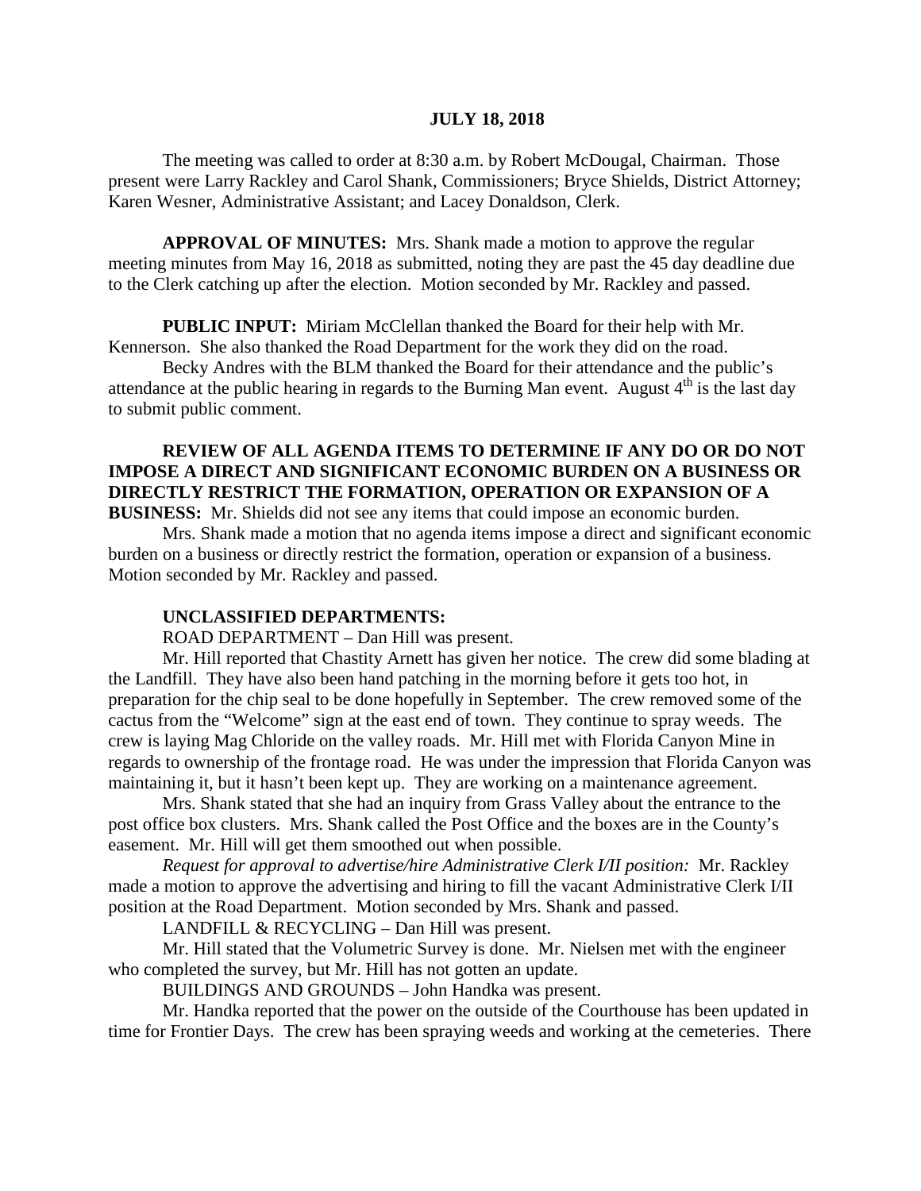**JULY 18, 2018**

The meeting was called to order at 8:30 a.m. by Robert McDougal, Chairman. Those present were Larry Rackley and Carol Shank, Commissioners; Bryce Shields, District Attorney; Karen Wesner, Administrative Assistant; and Lacey Donaldson, Clerk.

**APPROVAL OF MINUTES:** Mrs. Shank made a motion to approve the regular meeting minutes from May 16, 2018 as submitted, noting they are past the 45 day deadline due to the Clerk catching up after the election. Motion seconded by Mr. Rackley and passed.

**PUBLIC INPUT:** Miriam McClellan thanked the Board for their help with Mr. Kennerson. She also thanked the Road Department for the work they did on the road.

Becky Andres with the BLM thanked the Board for their attendance and the public's attendance at the public hearing in regards to the Burning Man event. August 4th is the last day to submit public comment.

**REVIEW OF ALL AGENDA ITEMS TO DETERMINE IF ANY DO OR DO NOT IMPOSE A DIRECT AND SIGNIFICANT ECONOMIC BURDEN ON A BUSINESS OR DIRECTLY RESTRICT THE FORMATION, OPERATION OR EXPANSION OF A BUSINESS:** Mr. Shields did not see any items that could impose an economic burden.

Mrs. Shank made a motion that no agenda items impose a direct and significant economic burden on a business or directly restrict the formation, operation or expansion of a business. Motion seconded by Mr. Rackley and passed.

**UNCLASSIFIED DEPARTMENTS:**

ROAD DEPARTMENT – Dan Hill was present.

Mr. Hill reported that Chastity Arnett has given her notice. The crew did some blading at the Landfill. They have also been hand patching in the morning before it gets too hot, in preparation for the chip seal to be done hopefully in September. The crew removed some of the cactus from the "Welcome" sign at the east end of town. They continue to spray weeds. The crew is laying Mag Chloride on the valley roads. Mr. Hill met with Florida Canyon Mine in regards to ownership of the frontage road. He was under the impression that Florida Canyon was maintaining it, but it hasn't been kept up. They are working on a maintenance agreement.

Mrs. Shank stated that she had an inquiry from Grass Valley about the entrance to the post office box clusters. Mrs. Shank called the Post Office and the boxes are in the County's easement. Mr. Hill will get them smoothed out when possible.

*Request for approval to advertise/hire Administrative Clerk I/II position:* Mr. Rackley made a motion to approve the advertising and hiring to fill the vacant Administrative Clerk I/II position at the Road Department. Motion seconded by Mrs. Shank and passed.

LANDFILL & RECYCLING – Dan Hill was present.

Mr. Hill stated that the Volumetric Survey is done. Mr. Nielsen met with the engineer who completed the survey, but Mr. Hill has not gotten an update.

BUILDINGS AND GROUNDS – John Handka was present.

Mr. Handka reported that the power on the outside of the Courthouse has been updated in time for Frontier Days. The crew has been spraying weeds and working at the cemeteries. There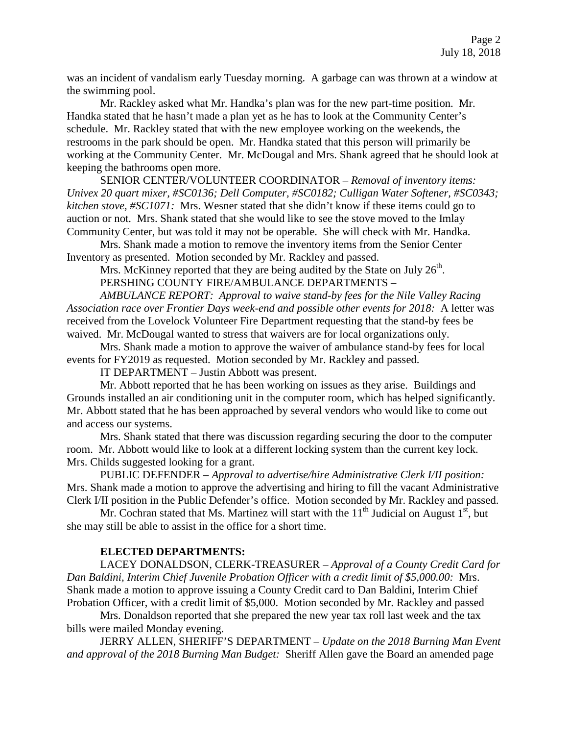was an incident of vandalism early Tuesday morning. A garbage can was thrown at a window at the swimming pool.

Mr. Rackley asked what Mr. Handka's plan was for the new part-time position. Mr. Handka stated that he hasn't made a plan yet as he has to look at the Community Center's schedule. Mr. Rackley stated that with the new employee working on the weekends, the restrooms in the park should be open. Mr. Handka stated that this person will primarily be working at the Community Center. Mr. McDougal and Mrs. Shank agreed that he should look at keeping the bathrooms open more.

SENIOR CENTER/VOLUNTEER COORDINATOR – *Removal of inventory items: Univex 20 quart mixer, #SC0136; Dell Computer, #SC0182; Culligan Water Softener, #SC0343; kitchen stove, #SC1071:* Mrs. Wesner stated that she didn't know if these items could go to auction or not. Mrs. Shank stated that she would like to see the stove moved to the Imlay Community Center, but was told it may not be operable. She will check with Mr. Handka.

Mrs. Shank made a motion to remove the inventory items from the Senior Center Inventory as presented. Motion seconded by Mr. Rackley and passed.

Mrs. McKinney reported that they are being audited by the State on July 26th.

PERSHING COUNTY FIRE/AMBULANCE DEPARTMENTS –

*AMBULANCE REPORT: Approval to waive stand-by fees for the Nile Valley Racing Association race over Frontier Days week-end and possible other events for 2018:* A letter was received from the Lovelock Volunteer Fire Department requesting that the stand-by fees be waived. Mr. McDougal wanted to stress that waivers are for local organizations only.

Mrs. Shank made a motion to approve the waiver of ambulance stand-by fees for local events for FY2019 as requested. Motion seconded by Mr. Rackley and passed.

IT DEPARTMENT – Justin Abbott was present.

Mr. Abbott reported that he has been working on issues as they arise. Buildings and Grounds installed an air conditioning unit in the computer room, which has helped significantly. Mr. Abbott stated that he has been approached by several vendors who would like to come out and access our systems.

Mrs. Shank stated that there was discussion regarding securing the door to the computer room. Mr. Abbott would like to look at a different locking system than the current key lock. Mrs. Childs suggested looking for a grant.

PUBLIC DEFENDER – *Approval to advertise/hire Administrative Clerk I/II position:* Mrs. Shank made a motion to approve the advertising and hiring to fill the vacant Administrative Clerk I/II position in the Public Defender's office. Motion seconded by Mr. Rackley and passed.

Mr. Cochran stated that Ms. Martinez will start with the 11th Judicial on August 1st, but she may still be able to assist in the office for a short time.

**ELECTED DEPARTMENTS:**

LACEY DONALDSON, CLERK-TREASURER – *Approval of a County Credit Card for Dan Baldini, Interim Chief Juvenile Probation Officer with a credit limit of $5,000.00:* Mrs. Shank made a motion to approve issuing a County Credit card to Dan Baldini, Interim Chief Probation Officer, with a credit limit of $5,000. Motion seconded by Mr. Rackley and passed

Mrs. Donaldson reported that she prepared the new year tax roll last week and the tax bills were mailed Monday evening.

JERRY ALLEN, SHERIFF'S DEPARTMENT – *Update on the 2018 Burning Man Event and approval of the 2018 Burning Man Budget:* Sheriff Allen gave the Board an amended page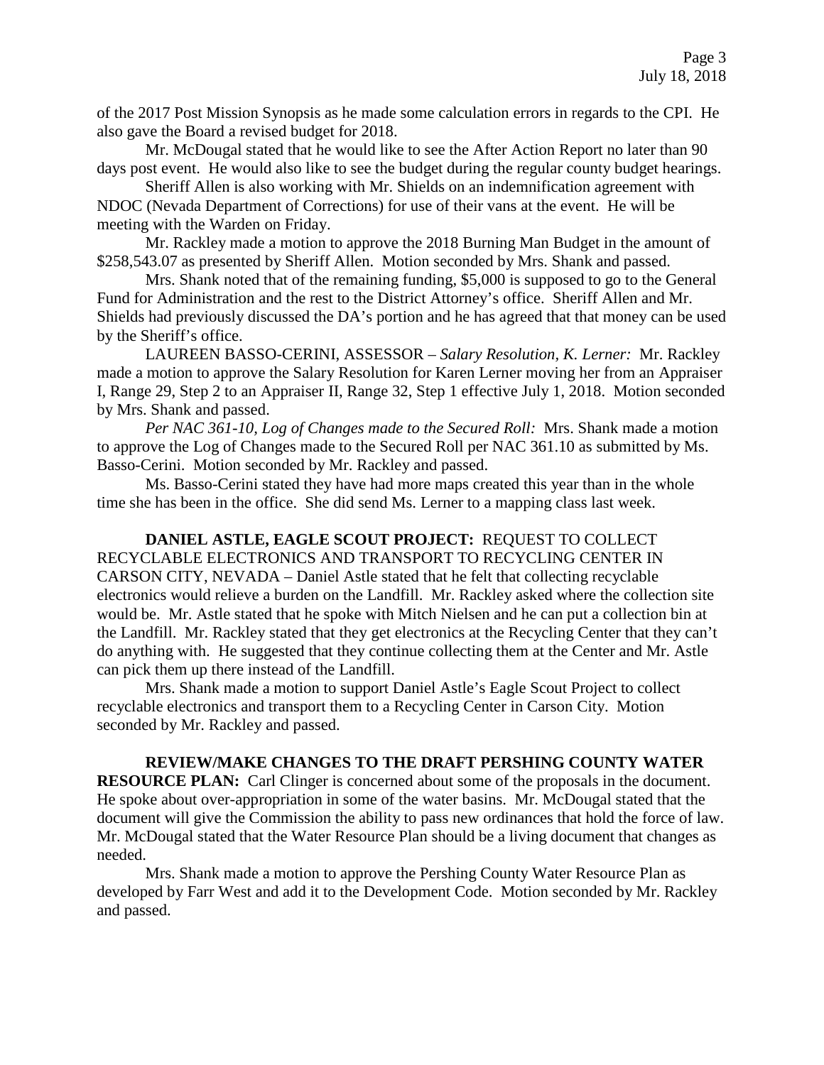of the 2017 Post Mission Synopsis as he made some calculation errors in regards to the CPI. He also gave the Board a revised budget for 2018.

Mr. McDougal stated that he would like to see the After Action Report no later than 90 days post event. He would also like to see the budget during the regular county budget hearings.

Sheriff Allen is also working with Mr. Shields on an indemnification agreement with NDOC (Nevada Department of Corrections) for use of their vans at the event. He will be meeting with the Warden on Friday.

Mr. Rackley made a motion to approve the 2018 Burning Man Budget in the amount of $258,543.07 as presented by Sheriff Allen. Motion seconded by Mrs. Shank and passed.

Mrs. Shank noted that of the remaining funding, $5,000 is supposed to go to the General Fund for Administration and the rest to the District Attorney's office. Sheriff Allen and Mr. Shields had previously discussed the DA's portion and he has agreed that that money can be used by the Sheriff's office.

LAUREEN BASSO-CERINI, ASSESSOR – *Salary Resolution, K. Lerner:* Mr. Rackley made a motion to approve the Salary Resolution for Karen Lerner moving her from an Appraiser I, Range 29, Step 2 to an Appraiser II, Range 32, Step 1 effective July 1, 2018. Motion seconded by Mrs. Shank and passed.

*Per NAC 361-10, Log of Changes made to the Secured Roll:* Mrs. Shank made a motion to approve the Log of Changes made to the Secured Roll per NAC 361.10 as submitted by Ms. Basso-Cerini. Motion seconded by Mr. Rackley and passed.

Ms. Basso-Cerini stated they have had more maps created this year than in the whole time she has been in the office. She did send Ms. Lerner to a mapping class last week.

**DANIEL ASTLE, EAGLE SCOUT PROJECT:** REQUEST TO COLLECT RECYCLABLE ELECTRONICS AND TRANSPORT TO RECYCLING CENTER IN CARSON CITY, NEVADA – Daniel Astle stated that he felt that collecting recyclable electronics would relieve a burden on the Landfill. Mr. Rackley asked where the collection site would be. Mr. Astle stated that he spoke with Mitch Nielsen and he can put a collection bin at the Landfill. Mr. Rackley stated that they get electronics at the Recycling Center that they can't do anything with. He suggested that they continue collecting them at the Center and Mr. Astle can pick them up there instead of the Landfill.

Mrs. Shank made a motion to support Daniel Astle's Eagle Scout Project to collect recyclable electronics and transport them to a Recycling Center in Carson City. Motion seconded by Mr. Rackley and passed.

**REVIEW/MAKE CHANGES TO THE DRAFT PERSHING COUNTY WATER RESOURCE PLAN:** Carl Clinger is concerned about some of the proposals in the document. He spoke about over-appropriation in some of the water basins. Mr. McDougal stated that the document will give the Commission the ability to pass new ordinances that hold the force of law. Mr. McDougal stated that the Water Resource Plan should be a living document that changes as needed.

Mrs. Shank made a motion to approve the Pershing County Water Resource Plan as developed by Farr West and add it to the Development Code. Motion seconded by Mr. Rackley and passed.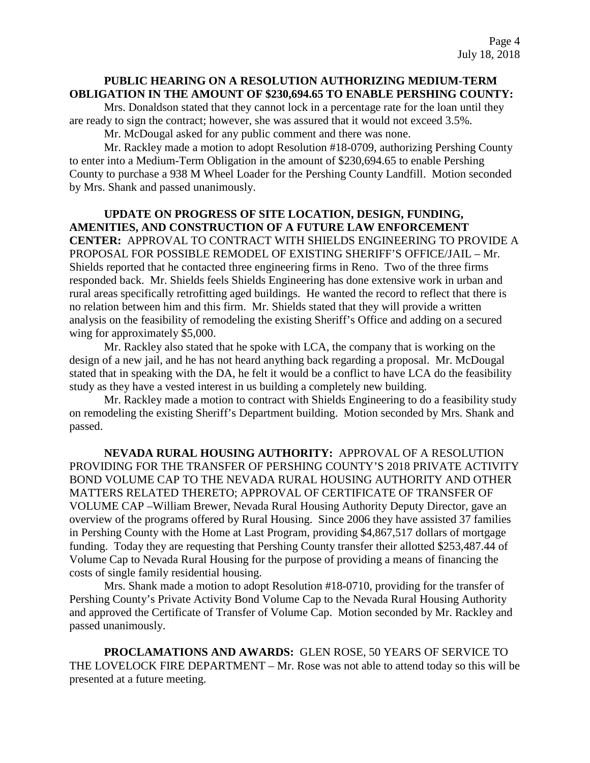**PUBLIC HEARING ON A RESOLUTION AUTHORIZING MEDIUM-TERM OBLIGATION IN THE AMOUNT OF $230,694.65 TO ENABLE PERSHING COUNTY:** Mrs. Donaldson stated that they cannot lock in a percentage rate for the loan until they are ready to sign the contract; however, she was assured that it would not exceed 3.5%.

Mr. McDougal asked for any public comment and there was none.

Mr. Rackley made a motion to adopt Resolution #18-0709, authorizing Pershing County to enter into a Medium-Term Obligation in the amount of $230,694.65 to enable Pershing County to purchase a 938 M Wheel Loader for the Pershing County Landfill. Motion seconded by Mrs. Shank and passed unanimously.

**UPDATE ON PROGRESS OF SITE LOCATION, DESIGN, FUNDING, AMENITIES, AND CONSTRUCTION OF A FUTURE LAW ENFORCEMENT CENTER:** APPROVAL TO CONTRACT WITH SHIELDS ENGINEERING TO PROVIDE A PROPOSAL FOR POSSIBLE REMODEL OF EXISTING SHERIFF'S OFFICE/JAIL – Mr. Shields reported that he contacted three engineering firms in Reno. Two of the three firms responded back. Mr. Shields feels Shields Engineering has done extensive work in urban and rural areas specifically retrofitting aged buildings. He wanted the record to reflect that there is no relation between him and this firm. Mr. Shields stated that they will provide a written analysis on the feasibility of remodeling the existing Sheriff's Office and adding on a secured wing for approximately $5,000.

Mr. Rackley also stated that he spoke with LCA, the company that is working on the design of a new jail, and he has not heard anything back regarding a proposal. Mr. McDougal stated that in speaking with the DA, he felt it would be a conflict to have LCA do the feasibility study as they have a vested interest in us building a completely new building.

Mr. Rackley made a motion to contract with Shields Engineering to do a feasibility study on remodeling the existing Sheriff's Department building. Motion seconded by Mrs. Shank and passed.

**NEVADA RURAL HOUSING AUTHORITY:** APPROVAL OF A RESOLUTION PROVIDING FOR THE TRANSFER OF PERSHING COUNTY'S 2018 PRIVATE ACTIVITY BOND VOLUME CAP TO THE NEVADA RURAL HOUSING AUTHORITY AND OTHER MATTERS RELATED THERETO; APPROVAL OF CERTIFICATE OF TRANSFER OF VOLUME CAP –William Brewer, Nevada Rural Housing Authority Deputy Director, gave an overview of the programs offered by Rural Housing. Since 2006 they have assisted 37 families in Pershing County with the Home at Last Program, providing $4,867,517 dollars of mortgage funding. Today they are requesting that Pershing County transfer their allotted $253,487.44 of Volume Cap to Nevada Rural Housing for the purpose of providing a means of financing the costs of single family residential housing.

Mrs. Shank made a motion to adopt Resolution #18-0710, providing for the transfer of Pershing County's Private Activity Bond Volume Cap to the Nevada Rural Housing Authority and approved the Certificate of Transfer of Volume Cap. Motion seconded by Mr. Rackley and passed unanimously.

**PROCLAMATIONS AND AWARDS:** GLEN ROSE, 50 YEARS OF SERVICE TO THE LOVELOCK FIRE DEPARTMENT – Mr. Rose was not able to attend today so this will be presented at a future meeting.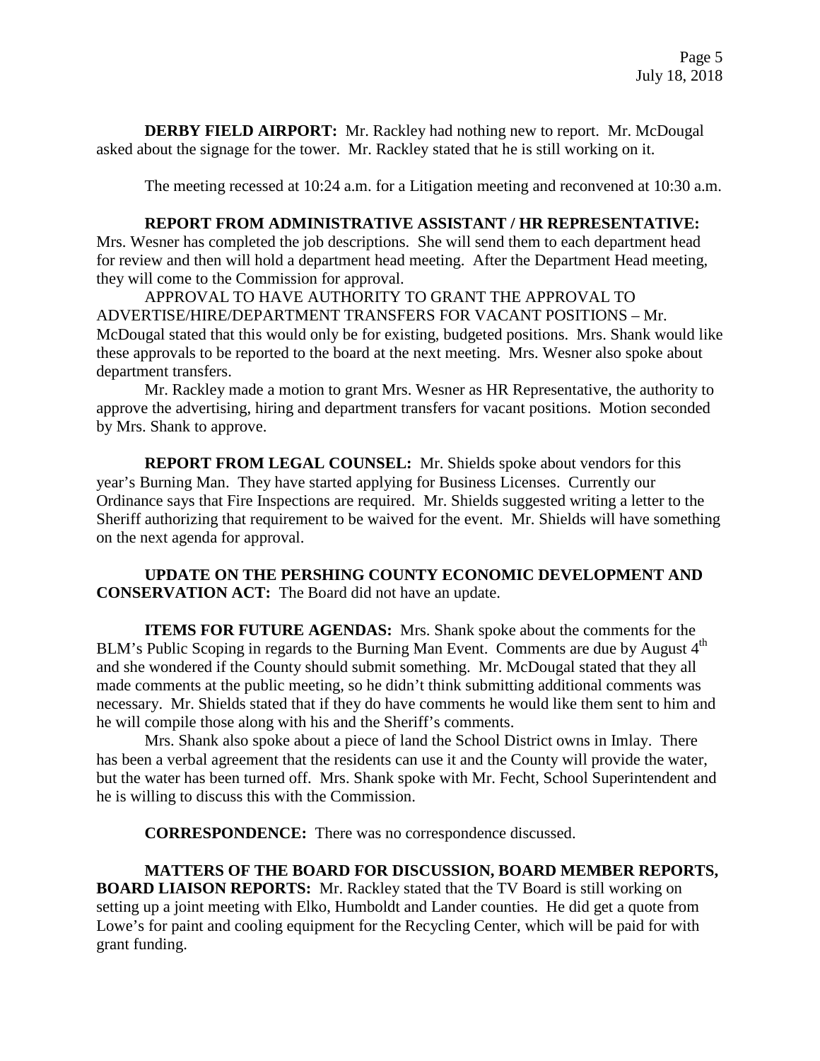**DERBY FIELD AIRPORT:** Mr. Rackley had nothing new to report. Mr. McDougal asked about the signage for the tower. Mr. Rackley stated that he is still working on it.

The meeting recessed at 10:24 a.m. for a Litigation meeting and reconvened at 10:30 a.m.

**REPORT FROM ADMINISTRATIVE ASSISTANT / HR REPRESENTATIVE:** Mrs. Wesner has completed the job descriptions. She will send them to each department head for review and then will hold a department head meeting. After the Department Head meeting, they will come to the Commission for approval.

APPROVAL TO HAVE AUTHORITY TO GRANT THE APPROVAL TO ADVERTISE/HIRE/DEPARTMENT TRANSFERS FOR VACANT POSITIONS – Mr. McDougal stated that this would only be for existing, budgeted positions. Mrs. Shank would like these approvals to be reported to the board at the next meeting. Mrs. Wesner also spoke about department transfers.

Mr. Rackley made a motion to grant Mrs. Wesner as HR Representative, the authority to approve the advertising, hiring and department transfers for vacant positions. Motion seconded by Mrs. Shank to approve.

**REPORT FROM LEGAL COUNSEL:** Mr. Shields spoke about vendors for this year's Burning Man. They have started applying for Business Licenses. Currently our Ordinance says that Fire Inspections are required. Mr. Shields suggested writing a letter to the Sheriff authorizing that requirement to be waived for the event. Mr. Shields will have something on the next agenda for approval.

**UPDATE ON THE PERSHING COUNTY ECONOMIC DEVELOPMENT AND CONSERVATION ACT:** The Board did not have an update.

**ITEMS FOR FUTURE AGENDAS:** Mrs. Shank spoke about the comments for the BLM's Public Scoping in regards to the Burning Man Event. Comments are due by August 4th and she wondered if the County should submit something. Mr. McDougal stated that they all made comments at the public meeting, so he didn't think submitting additional comments was necessary. Mr. Shields stated that if they do have comments he would like them sent to him and he will compile those along with his and the Sheriff's comments.

Mrs. Shank also spoke about a piece of land the School District owns in Imlay. There has been a verbal agreement that the residents can use it and the County will provide the water, but the water has been turned off. Mrs. Shank spoke with Mr. Fecht, School Superintendent and he is willing to discuss this with the Commission.

**CORRESPONDENCE:** There was no correspondence discussed.

**MATTERS OF THE BOARD FOR DISCUSSION, BOARD MEMBER REPORTS, BOARD LIAISON REPORTS:** Mr. Rackley stated that the TV Board is still working on setting up a joint meeting with Elko, Humboldt and Lander counties. He did get a quote from Lowe's for paint and cooling equipment for the Recycling Center, which will be paid for with grant funding.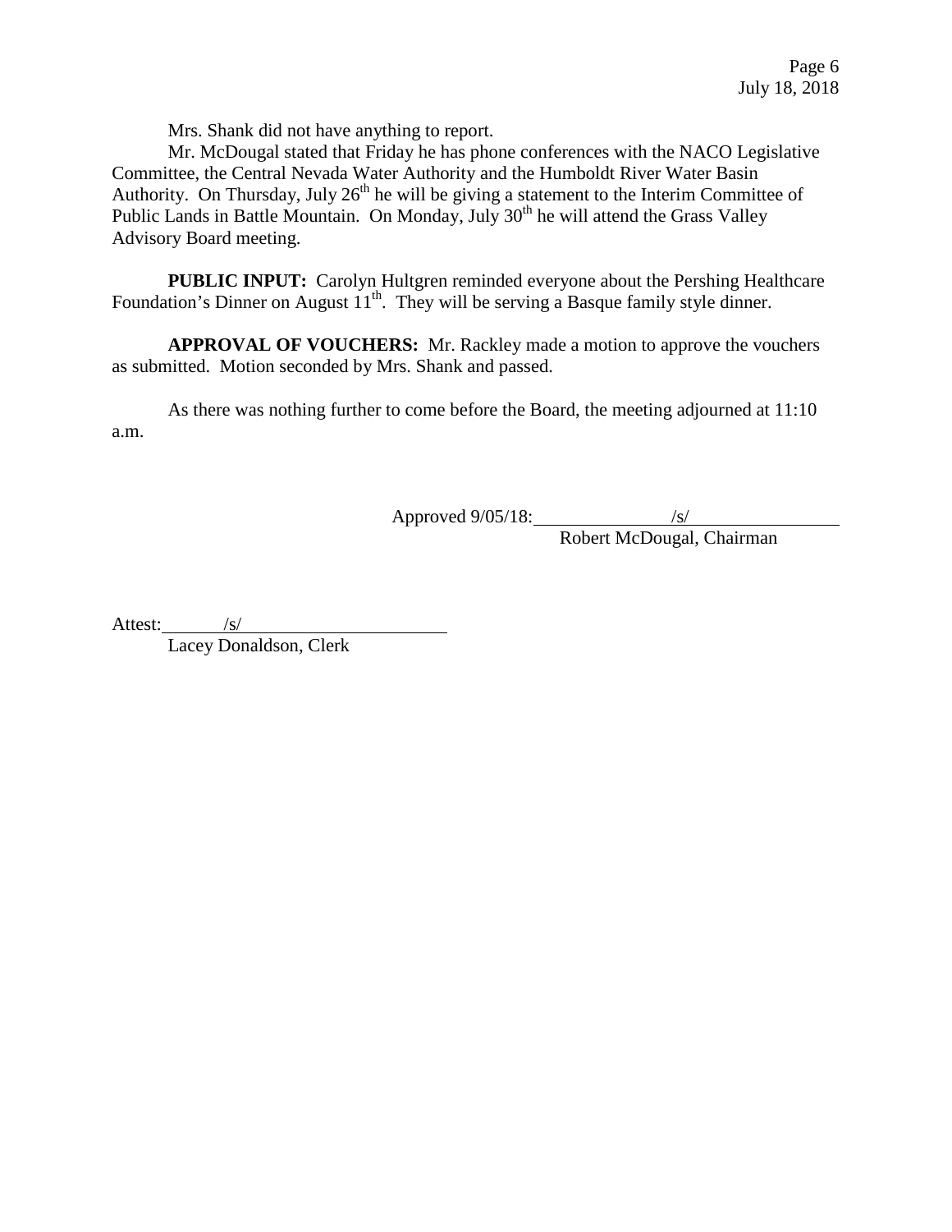Mrs. Shank did not have anything to report.

Mr. McDougal stated that Friday he has phone conferences with the NACO Legislative Committee, the Central Nevada Water Authority and the Humboldt River Water Basin Authority. On Thursday, July 26th he will be giving a statement to the Interim Committee of Public Lands in Battle Mountain. On Monday, July 30th he will attend the Grass Valley Advisory Board meeting.

**PUBLIC INPUT:** Carolyn Hultgren reminded everyone about the Pershing Healthcare Foundation's Dinner on August 11th. They will be serving a Basque family style dinner.

**APPROVAL OF VOUCHERS:** Mr. Rackley made a motion to approve the vouchers as submitted. Motion seconded by Mrs. Shank and passed.

As there was nothing further to come before the Board, the meeting adjourned at 11:10 a.m.

Approved 9/05/18: /s/
Robert McDougal, Chairman

Attest: /s/
Lacey Donaldson, Clerk